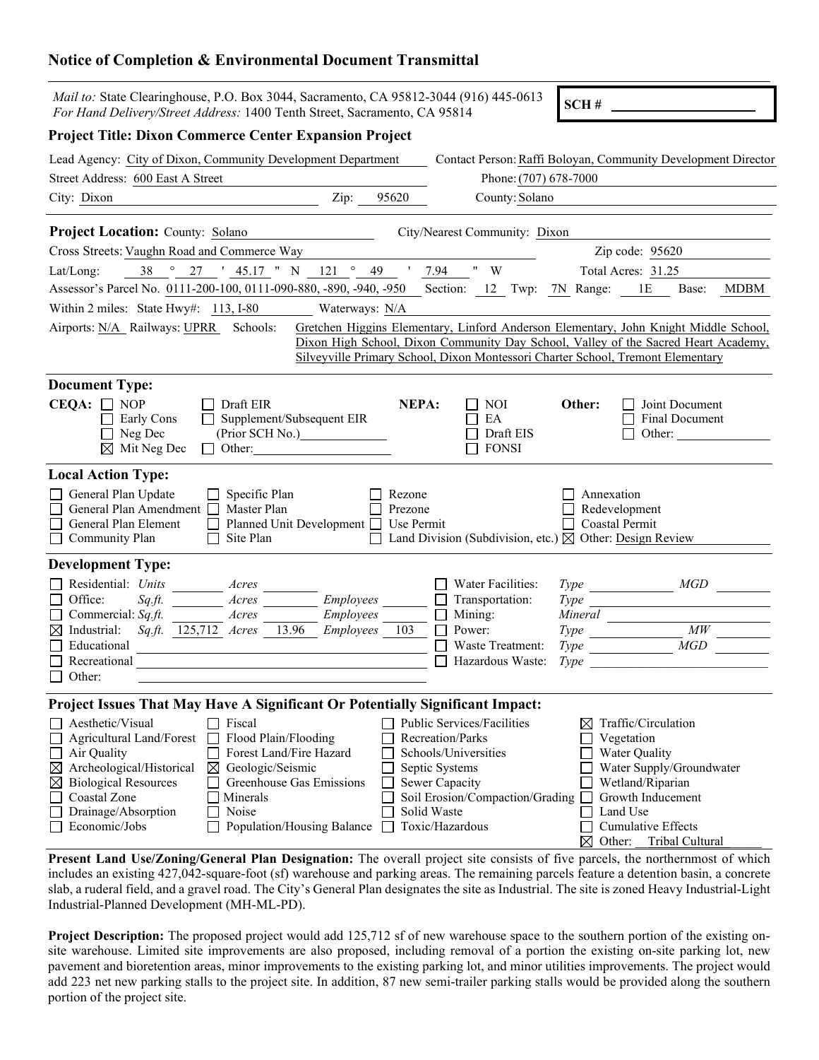## Notice of Completion & Environmental Document Transmittal

*Mail to:* State Clearinghouse, P.O. Box 3044, Sacramento, CA 95812-3044 (916) 445-0613
*For Hand Delivery/Street Address:* 1400 Tenth Street, Sacramento, CA 95814

**SCH #** ____________

### Project Title: Dixon Commerce Center Expansion Project

Lead Agency: City of Dixon, Community Development Department
Contact Person: Raffi Boloyan, Community Development Director
Street Address: 600 East A Street
Phone: (707) 678-7000
City: Dixon  Zip: 95620
County: Solano

---

**Project Location:** County: Solano  City/Nearest Community: Dixon
Cross Streets: Vaughn Road and Commerce Way  Zip code: 95620
Lat/Long: 38 ° 27 ' 45.17 " N 121 ° 49 ' 7.94 " W  Total Acres: 31.25
Assessor's Parcel No. 0111-200-100, 0111-090-880, -890, -940, -950  Section: 12  Twp: 7N  Range: 1E  Base: MDBM
Within 2 miles: State Hwy#: 113, I-80  Waterways: N/A
Airports: N/A  Railways: UPRR  Schools: Gretchen Higgins Elementary, Linford Anderson Elementary, John Knight Middle School, Dixon High School, Dixon Community Day School, Valley of the Sacred Heart Academy, Silveyville Primary School, Dixon Montessori Charter School, Tremont Elementary

---

**Document Type:**

**CEQA:**
- ☐ NOP
- ☐ Early Cons
- ☐ Neg Dec
- ☒ Mit Neg Dec
- ☐ Draft EIR
- ☐ Supplement/Subsequent EIR (Prior SCH No.) ____________
- ☐ Other: ____________

**NEPA:**
- ☐ NOI
- ☐ EA
- ☐ Draft EIS
- ☐ FONSI

**Other:**
- ☐ Joint Document
- ☐ Final Document
- ☐ Other: ____________

---

**Local Action Type:**

- ☐ General Plan Update
- ☐ General Plan Amendment
- ☐ General Plan Element
- ☐ Community Plan
- ☐ Specific Plan
- ☐ Master Plan
- ☐ Planned Unit Development
- ☐ Site Plan
- ☐ Rezone
- ☐ Prezone
- ☐ Use Permit
- ☐ Land Division (Subdivision, etc.)
- ☐ Annexation
- ☐ Redevelopment
- ☐ Coastal Permit
- ☒ Other: Design Review

---

**Development Type:**

- ☐ Residential: *Units* ____ *Acres* ____
- ☐ Office: *Sq.ft.* ____ *Acres* ____ *Employees* ____
- ☐ Commercial: *Sq.ft.* ____ *Acres* ____ *Employees* ____
- ☒ Industrial: *Sq.ft.* 125,712 *Acres* 13.96 *Employees* 103
- ☐ Educational
- ☐ Recreational
- ☐ Other:
- ☐ Water Facilities: *Type* ____ *MGD* ____
- ☐ Transportation: *Type* ____
- ☐ Mining: *Mineral* ____
- ☐ Power: *Type* ____ *MW* ____
- ☐ Waste Treatment: *Type* ____ *MGD* ____
- ☐ Hazardous Waste: *Type* ____

---

**Project Issues That May Have A Significant Or Potentially Significant Impact:**

- ☐ Aesthetic/Visual
- ☐ Agricultural Land/Forest
- ☐ Air Quality
- ☒ Archeological/Historical
- ☒ Biological Resources
- ☐ Coastal Zone
- ☐ Drainage/Absorption
- ☐ Economic/Jobs
- ☐ Fiscal
- ☐ Flood Plain/Flooding
- ☐ Forest Land/Fire Hazard
- ☒ Geologic/Seismic
- ☐ Greenhouse Gas Emissions
- ☐ Minerals
- ☐ Noise
- ☐ Population/Housing Balance
- ☐ Public Services/Facilities
- ☐ Recreation/Parks
- ☐ Schools/Universities
- ☐ Septic Systems
- ☐ Sewer Capacity
- ☐ Soil Erosion/Compaction/Grading
- ☐ Solid Waste
- ☐ Toxic/Hazardous
- ☒ Traffic/Circulation
- ☐ Vegetation
- ☐ Water Quality
- ☐ Water Supply/Groundwater
- ☐ Wetland/Riparian
- ☐ Growth Inducement
- ☐ Land Use
- ☐ Cumulative Effects
- ☒ Other: Tribal Cultural

---

**Present Land Use/Zoning/General Plan Designation:** The overall project site consists of five parcels, the northernmost of which includes an existing 427,042-square-foot (sf) warehouse and parking areas. The remaining parcels feature a detention basin, a concrete slab, a ruderal field, and a gravel road. The City's General Plan designates the site as Industrial. The site is zoned Heavy Industrial-Light Industrial-Planned Development (MH-ML-PD).

**Project Description:** The proposed project would add 125,712 sf of new warehouse space to the southern portion of the existing on-site warehouse. Limited site improvements are also proposed, including removal of a portion the existing on-site parking lot, new pavement and bioretention areas, minor improvements to the existing parking lot, and minor utilities improvements. The project would add 223 net new parking stalls to the project site. In addition, 87 new semi-trailer parking stalls would be provided along the southern portion of the project site.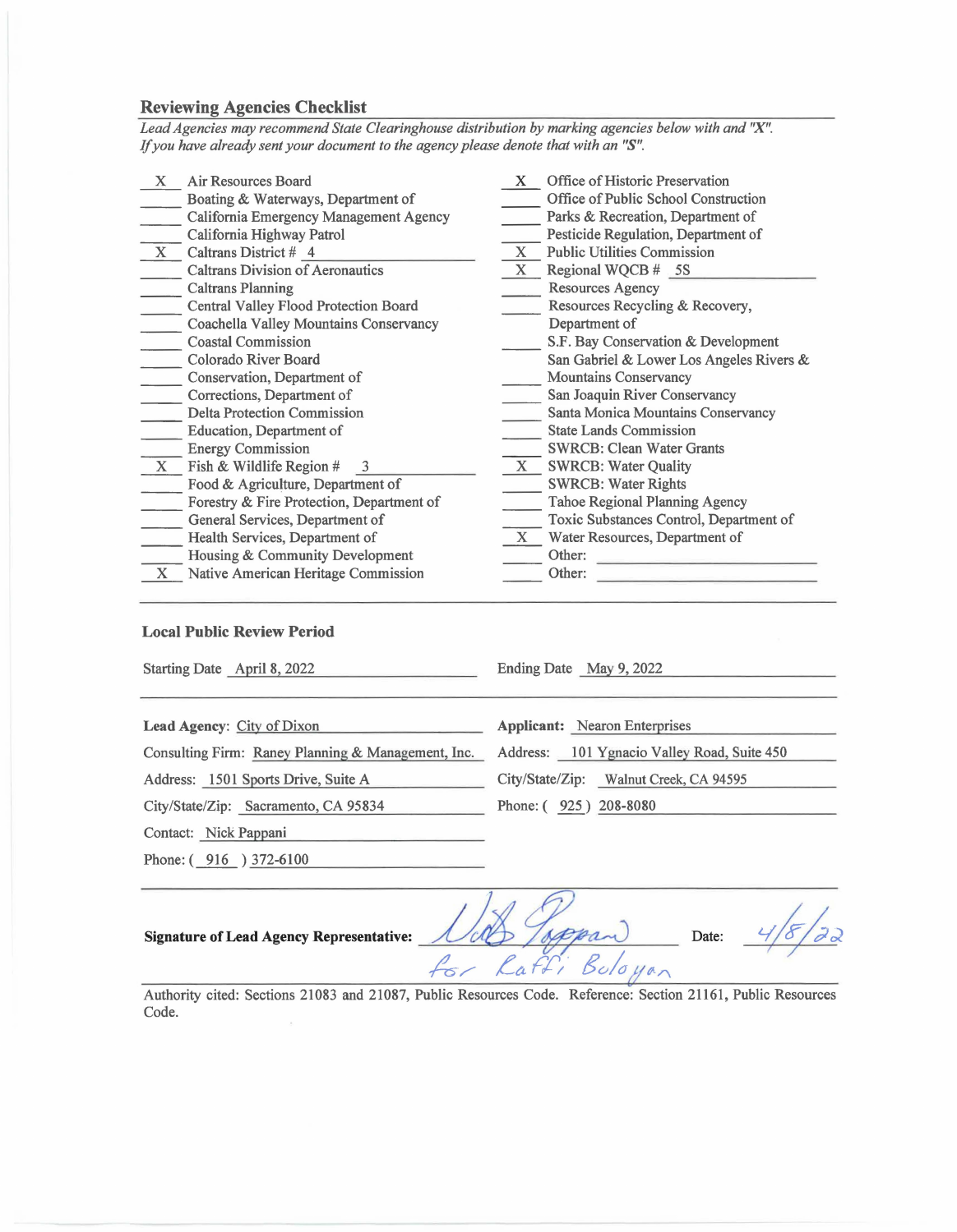## Reviewing Agencies Checklist

*Lead Agencies may recommend State Clearinghouse distribution by marking agencies below with and "X". If you have already sent your document to the agency please denote that with an "S".*

| | | | |
|---|---|---|---|
| X | Air Resources Board | X | Office of Historic Preservation |
| | Boating & Waterways, Department of | | Office of Public School Construction |
| | California Emergency Management Agency | | Parks & Recreation, Department of |
| | California Highway Patrol | | Pesticide Regulation, Department of |
| X | Caltrans District # 4 | X | Public Utilities Commission |
| | Caltrans Division of Aeronautics | X | Regional WQCB # 5S |
| | Caltrans Planning | | Resources Agency |
| | Central Valley Flood Protection Board | | Resources Recycling & Recovery, Department of |
| | Coachella Valley Mountains Conservancy | | S.F. Bay Conservation & Development |
| | Coastal Commission | | San Gabriel & Lower Los Angeles Rivers & Mountains Conservancy |
| | Colorado River Board | | San Joaquin River Conservancy |
| | Conservation, Department of | | Santa Monica Mountains Conservancy |
| | Corrections, Department of | | State Lands Commission |
| | Delta Protection Commission | | SWRCB: Clean Water Grants |
| | Education, Department of | X | SWRCB: Water Quality |
| | Energy Commission | | SWRCB: Water Rights |
| X | Fish & Wildlife Region # 3 | | Tahoe Regional Planning Agency |
| | Food & Agriculture, Department of | | Toxic Substances Control, Department of |
| | Forestry & Fire Protection, Department of | X | Water Resources, Department of |
| | General Services, Department of | | Other: |
| | Health Services, Department of | | Other: |
| | Housing & Community Development | | |
| X | Native American Heritage Commission | | |

### Local Public Review Period

Starting Date April 8, 2022

Ending Date May 9, 2022

**Lead Agency**: City of Dixon

Consulting Firm: Raney Planning & Management, Inc.

Address: 1501 Sports Drive, Suite A

City/State/Zip: Sacramento, CA 95834

Contact: Nick Pappani

Phone: (916) 372-6100

**Applicant:** Nearon Enterprises

Address: 101 Ygnacio Valley Road, Suite 450

City/State/Zip: Walnut Creek, CA 94595

Phone: (925) 208-8080

**Signature of Lead Agency Representative:** Nick Pappani for Raffi Boloyan

Date: 4/8/22

Authority cited: Sections 21083 and 21087, Public Resources Code. Reference: Section 21161, Public Resources Code.